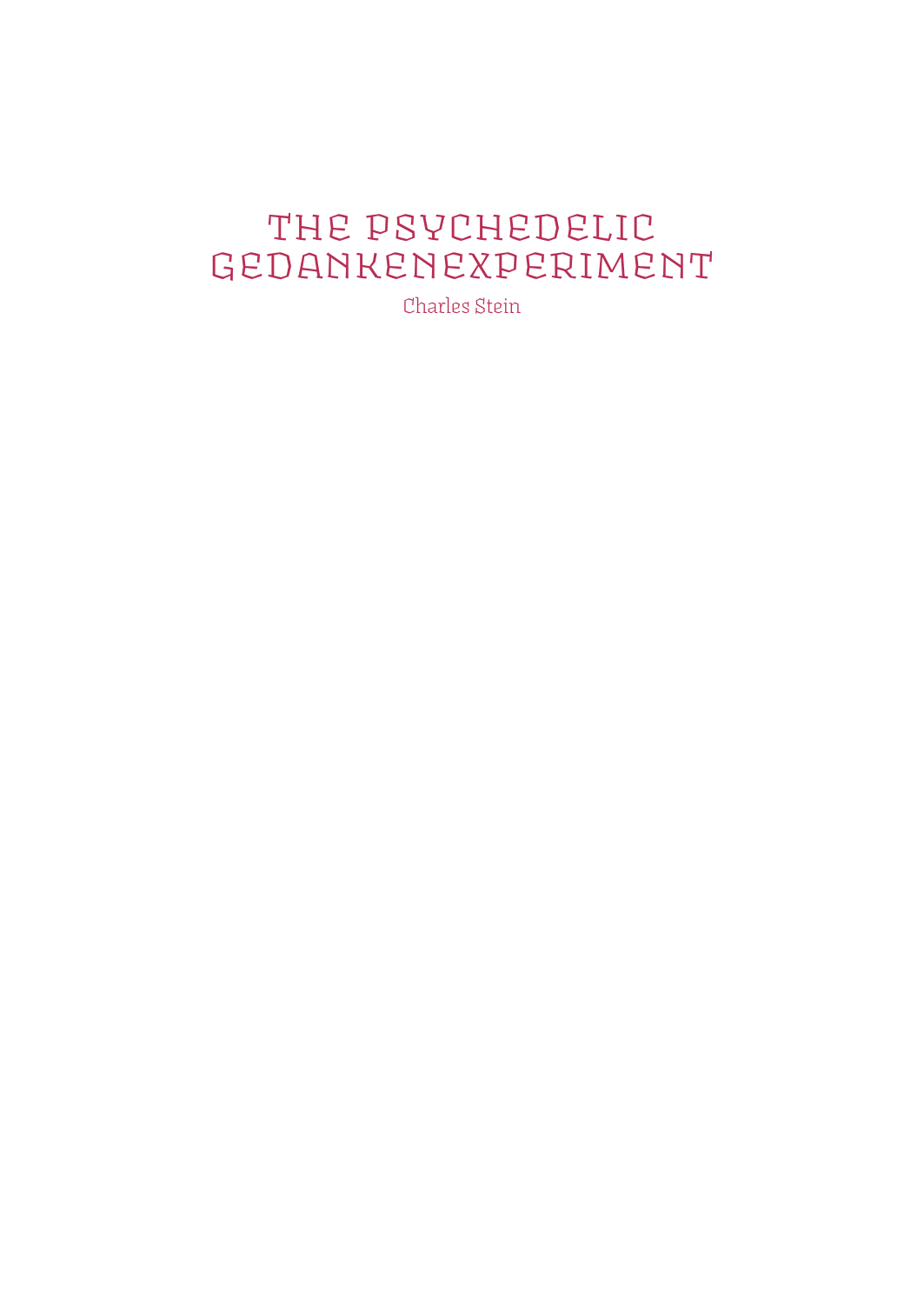# THE PSYCHEDELIC GEDANKENEXPERIMENT

Charles Stein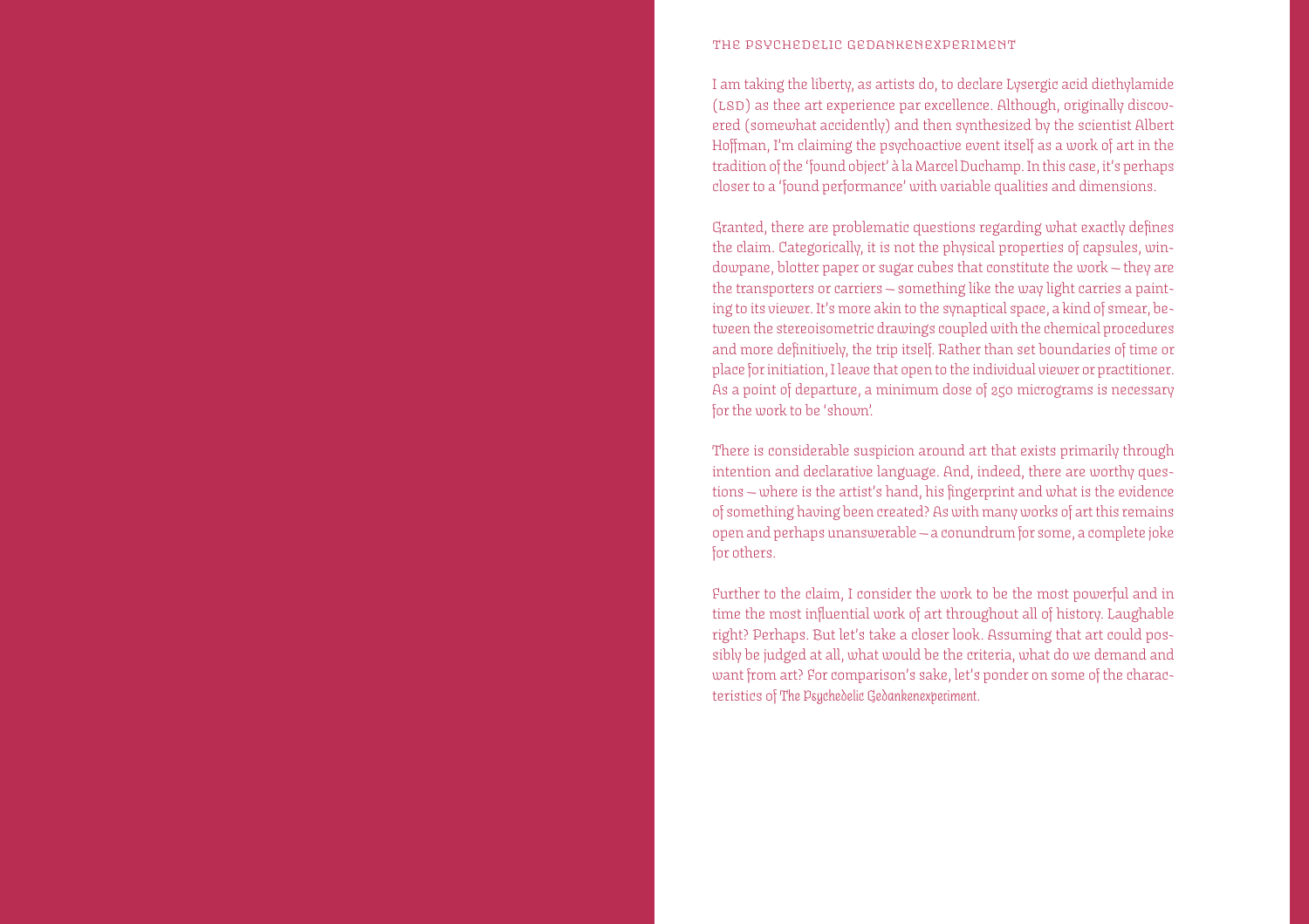# The Psychedelic Gedankenexperiment

I am taking the liberty, as artists do, to declare Lysergic acid diethylamide (LSD) as thee art experience par excellence. Although, originally discovered (somewhat accidently) and then synthesized by the scientist Albert Hoffman, I'm claiming the psychoactive event itself as a work of art in the tradition of the 'found object' à la Marcel Duchamp. In this case, it's perhaps closer to a 'found performance' with variable qualities and dimensions.

Granted, there are problematic questions regarding what exactly defines the claim. Categorically, it is not the physical properties of capsules, windowpane, blotter paper or sugar cubes that constitute the work – they are the transporters or carriers – something like the way light carries a painting to its viewer. It's more akin to the synaptical space, a kind of smear, between the stereoisometric drawings coupled with the chemical procedures and more definitively, the trip itself. Rather than set boundaries of time or place for initiation, I leave that open to the individual viewer or practitioner. As a point of departure, a minimum dose of 250 micrograms is necessary for the work to be 'shown'.

There is considerable suspicion around art that exists primarily through intention and declarative language. And, indeed, there are worthy questions – where is the artist's hand, his fingerprint and what is the evidence of something having been created? As with many works of art this remains open and perhaps unanswerable – a conundrum for some, a complete joke for others.

Further to the claim, I consider the work to be the most powerful and in time the most influential work of art throughout all of history. Laughable right? Perhaps. But let's take a closer look. Assuming that art could possibly be judged at all, what would be the criteria, what do we demand and want from art? For comparison's sake, let's ponder on some of the characteristics of *The Psychedelic Gedankenexperiment*.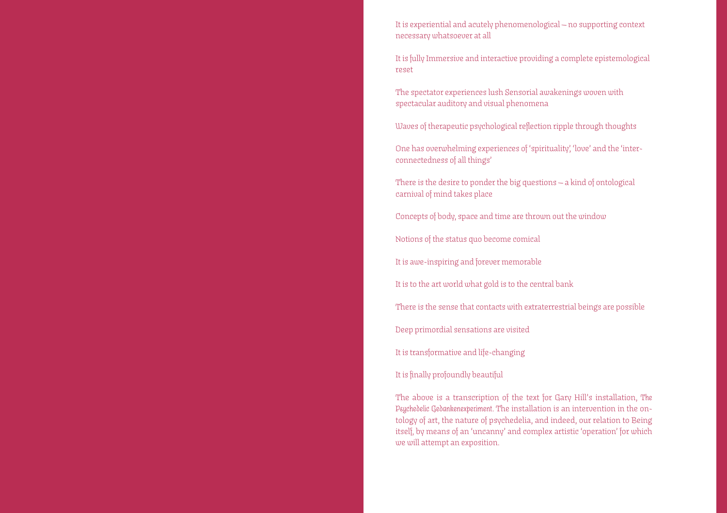It is experiential and acutely phenomenological – no supporting context necessary whatsoever at all

It is fully Immersive and interactive providing a complete epistemological reset

The spectator experiences lush Sensorial awakenings woven with spectacular auditory and visual phenomena

Waves of therapeutic psychological reflection ripple through thoughts

One has overwhelming experiences of 'spirituality', 'love' and the 'interconnectedness of all things'

There is the desire to ponder the big questions – a kind of ontological carnival of mind takes place

Concepts of body, space and time are thrown out the window

Notions of the status quo become comical

It is awe-inspiring and forever memorable

It is to the art world what gold is to the central bank

There is the sense that contacts with extraterrestrial beings are possible

Deep primordial sensations are visited

It is transformative and life-changing

It is finally profoundly beautiful

The above is a transcription of the text for Gary Hill's installation, *The Psychedelic Gedankenexperiment*. The installation is an intervention in the ontology of art, the nature of psychedelia, and indeed, our relation to Being itself, by means of an 'uncanny' and complex artistic 'operation' for which we will attempt an exposition.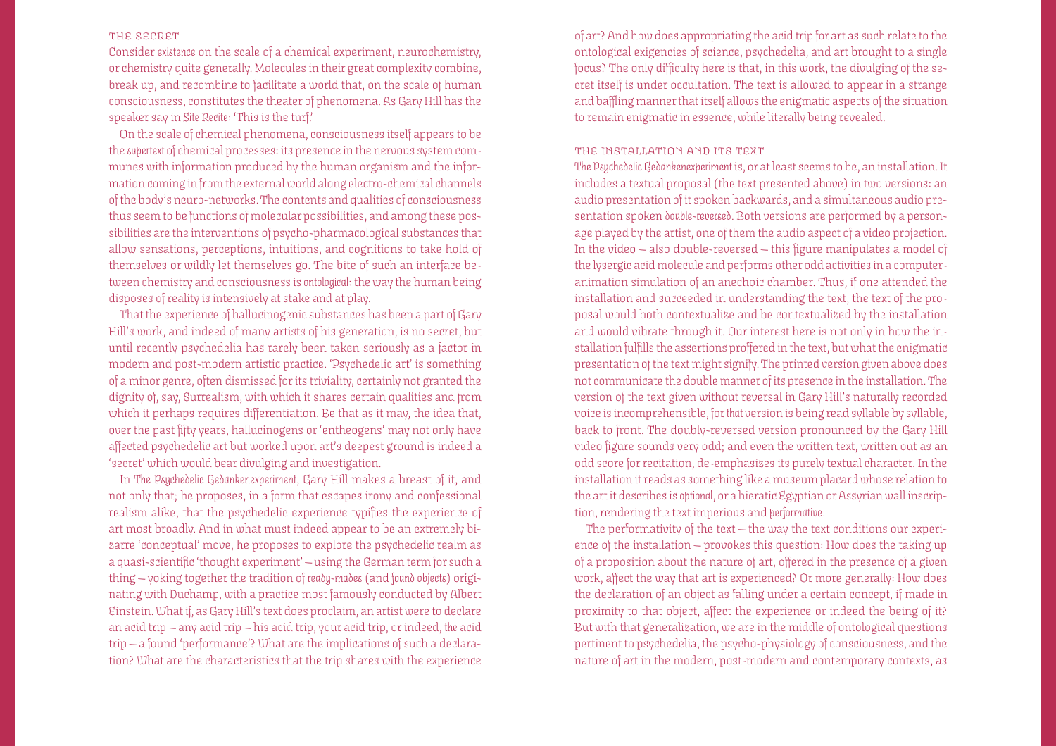## THE SECRET

Consider *existence* on the scale of a chemical experiment, neurochemistry, or chemistry quite generally. Molecules in their great complexity combine, break up, and recombine to facilitate a world that, on the scale of human consciousness, constitutes the theater of phenomena. As Gary Hill has the speaker say in *Site Recite*: 'This is the turf.'

On the scale of chemical phenomena, consciousness itself appears to be the *supertext* of chemical processes: its presence in the nervous system communes with information produced by the human organism and the information coming in from the external world along electro-chemical channels of the body's neuro-networks. The contents and qualities of consciousness thus seem to be functions of molecular possibilities, and among these possibilities are the interventions of psycho-pharmacological substances that allow sensations, perceptions, intuitions, and cognitions to take hold of themselves or wildly let themselves go. The bite of such an interface between chemistry and consciousness is *ontological*: the way the human being disposes of reality is intensively at stake and at play.

That the experience of hallucinogenic substances has been a part of Gary Hill's work, and indeed of many artists of his generation, is no secret, but until recently psychedelia has rarely been taken seriously as a factor in modern and post-modern artistic practice. 'Psychedelic art' is something of a minor genre, often dismissed for its triviality, certainly not granted the dignity of, say, Surrealism, with which it shares certain qualities and from which it perhaps requires differentiation. Be that as it may, the idea that, over the past fifty years, hallucinogens or 'entheogens' may not only have affected psychedelic art but worked upon art's deepest ground is indeed a 'secret' which would bear divulging and investigation.

In *The Psychedelic Gedankenexperiment*, Gary Hill makes a breast of it, and not only that; he proposes, in a form that escapes irony and confessional realism alike, that the psychedelic experience typifies the experience of art most broadly. And in what must indeed appear to be an extremely bizarre 'conceptual' move, he proposes to explore the psychedelic realm as a quasi-scientific 'thought experiment' – using the German term for such a thing – yoking together the tradition of *ready-mades* (and *found objects*) originating with Duchamp, with a practice most famously conducted by Albert Einstein. What if, as Gary Hill's text does proclaim, an artist were to declare an acid trip – any acid trip – his acid trip, your acid trip, or indeed, *the* acid trip – a found 'performance'? What are the implications of such a declaration? What are the characteristics that the trip shares with the experience of art? And how does appropriating the acid trip for art as such relate to the ontological exigencies of science, psychedelia, and art brought to a single focus? The only difficulty here is that, in this work, the divulging of the secret itself is under occultation. The text is allowed to appear in a strange and baffling manner that itself allows the enigmatic aspects of the situation to remain enigmatic in essence, while literally being revealed.

## THE INSTALLATION AND ITS TEXT

*The Psychedelic Gedankenexperiment* is, or at least seems to be, an installation. It includes a textual proposal (the text presented above) in two versions: an audio presentation of it spoken backwards, and a simultaneous audio presentation spoken *double-reversed*. Both versions are performed by a personage played by the artist, one of them the audio aspect of a video projection. In the video – also double-reversed – this figure manipulates a model of the lysergic acid molecule and performs other odd activities in a computer-animation simulation of an anechoic chamber. Thus, if one attended the installation and succeeded in understanding the text, the text of the proposal would both contextualize and be contextualized by the installation and would vibrate through it. Our interest here is not only in how the installation fulfills the assertions proffered in the text, but what the enigmatic presentation of the text might signify. The printed version given above does not communicate the double manner of its presence in the installation. The version of the text given without reversal in Gary Hill's naturally recorded voice is incomprehensible, for *that* version is being read syllable by syllable, back to front. The doubly-reversed version pronounced by the Gary Hill video figure sounds very odd; and even the written text, written out as an odd score for recitation, de-emphasizes its purely textual character. In the installation it reads as something like a museum placard whose relation to the art it describes is *optional*, or a hieratic Egyptian or Assyrian wall inscription, rendering the text imperious and *performative*.

The performativity of the text – the way the text conditions our experience of the installation – provokes this question: How does the taking up of a proposition about the nature of art, offered in the presence of a given work, affect the way that art is experienced? Or more generally: How does the declaration of an object as falling under a certain concept, if made in proximity to that object, affect the experience or indeed the being of it? But with that generalization, we are in the middle of ontological questions pertinent to psychedelia, the psycho-physiology of consciousness, and the nature of art in the modern, post-modern and contemporary contexts, as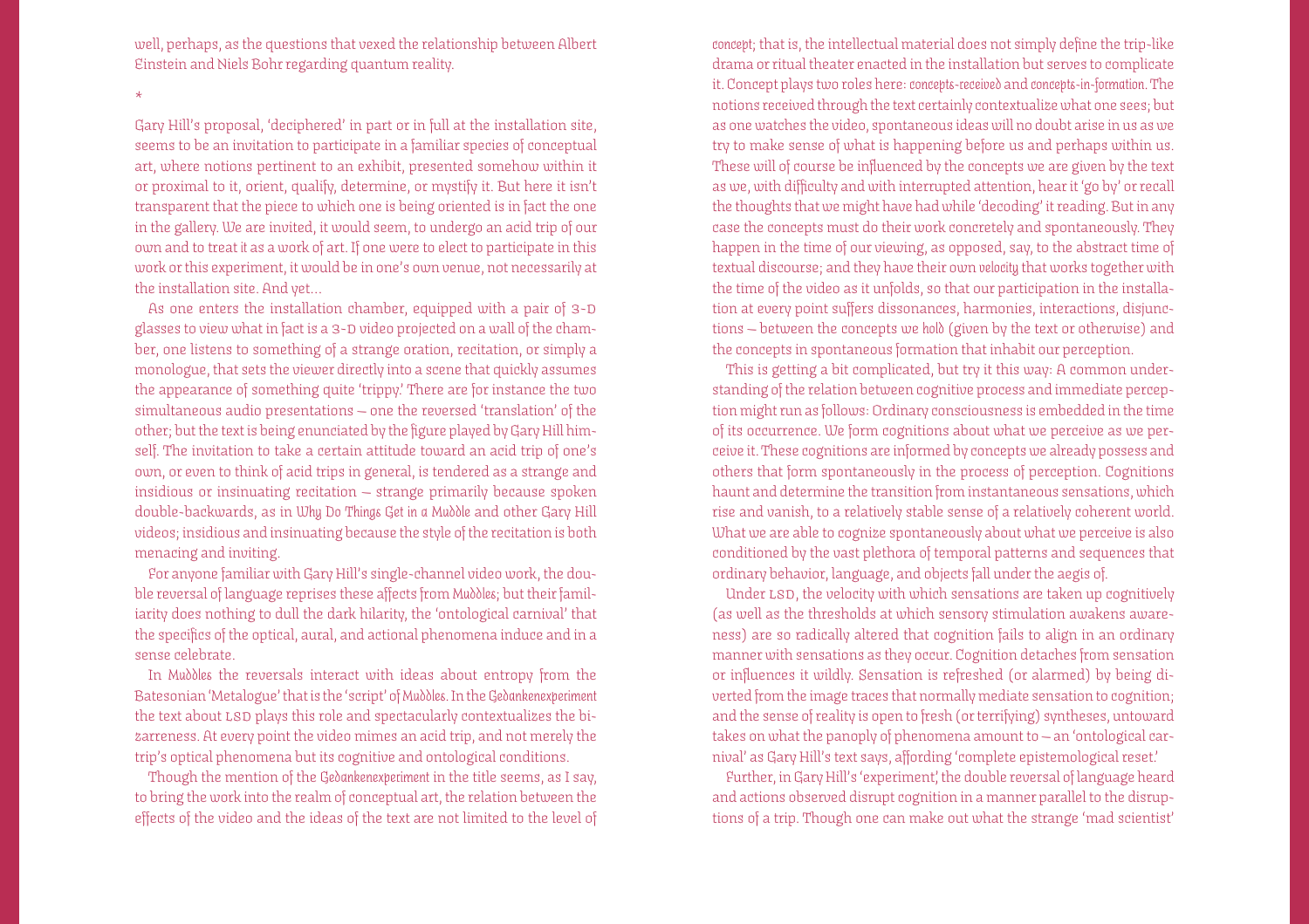well, perhaps, as the questions that vexed the relationship between Albert Einstein and Niels Bohr regarding quantum reality.

*

Gary Hill's proposal, 'deciphered' in part or in full at the installation site, seems to be an invitation to participate in a familiar species of conceptual art, where notions pertinent to an exhibit, presented somehow within it or proximal to it, orient, qualify, determine, or mystify it. But here it isn't transparent that the piece to which one is being oriented is in fact the one in the gallery. We are invited, it would seem, to undergo an acid trip of our own and to treat *it* as a work of art. If one were to elect to participate in this work or this experiment, it would be in one's own venue, not necessarily at the installation site. And yet…

As one enters the installation chamber, equipped with a pair of 3-D glasses to view what in fact is a 3-D video projected on a wall of the chamber, one listens to something of a strange oration, recitation, or simply a monologue, that sets the viewer directly into a scene that quickly assumes the appearance of something quite 'trippy.' There are for instance the two simultaneous audio presentations – one the reversed 'translation' of the other; but the text is being enunciated by the figure played by Gary Hill himself. The invitation to take a certain attitude toward an acid trip of one's own, or even to think of acid trips in general, is tendered as a strange and insidious or insinuating recitation – strange primarily because spoken double-backwards, as in *Why Do Things Get in a Muddle* and other Gary Hill videos; insidious and insinuating because the style of the recitation is both menacing and inviting.

For anyone familiar with Gary Hill's single-channel video work, the double reversal of language reprises these affects from *Muddles*; but their familiarity does nothing to dull the dark hilarity, the 'ontological carnival' that the specifics of the optical, aural, and actional phenomena induce and in a sense celebrate.

In *Muddles* the reversals interact with ideas about entropy from the Batesonian 'Metalogue' that is the 'script' of *Muddles*. In the *Gedankenexperiment* the text about LSD plays this role and spectacularly contextualizes the bizarreness. At every point the video mimes an acid trip, and not merely the trip's optical phenomena but its cognitive and ontological conditions.

Though the mention of the *Gedankenexperiment* in the title seems, as I say, to bring the work into the realm of conceptual art, the relation between the effects of the video and the ideas of the text are not limited to the level of *concept*; that is, the intellectual material does not simply define the trip-like drama or ritual theater enacted in the installation but serves to complicate it. Concept plays two roles here: *concepts-received* and *concepts-in-formation*. The notions received through the text certainly contextualize what one sees; but as one watches the video, spontaneous ideas will no doubt arise in us as we try to make sense of what is happening before us and perhaps within us. These will of course be influenced by the concepts we are given by the text as we, with difficulty and with interrupted attention, hear it 'go by' or recall the thoughts that we might have had while 'decoding' it reading. But in any case the concepts must do their work concretely and spontaneously. They happen in the time of our viewing, as opposed, say, to the abstract time of textual discourse; and they have their own *velocity* that works together with the time of the video as it unfolds, so that our participation in the installation at every point suffers dissonances, harmonies, interactions, disjunctions – between the concepts we *hold* (given by the text or otherwise) and the concepts in spontaneous formation that inhabit our perception.

This is getting a bit complicated, but try it this way: A common understanding of the relation between cognitive process and immediate perception might run as follows: Ordinary consciousness is embedded in the time of its occurrence. We form cognitions about what we perceive as we perceive it. These cognitions are informed by concepts we already possess and others that form spontaneously in the process of perception. Cognitions haunt and determine the transition from instantaneous sensations, which rise and vanish, to a relatively stable sense of a relatively coherent world. What we are able to cognize spontaneously about what we perceive is also conditioned by the vast plethora of temporal patterns and sequences that ordinary behavior, language, and objects fall under the aegis of.

Under LSD, the velocity with which sensations are taken up cognitively (as well as the thresholds at which sensory stimulation awakens awareness) are so radically altered that cognition fails to align in an ordinary manner with sensations as they occur. Cognition detaches from sensation or influences it wildly. Sensation is refreshed (or alarmed) by being diverted from the image traces that normally mediate sensation to cognition; and the sense of reality is open to fresh (or terrifying) syntheses, untoward takes on what the panoply of phenomena amount to – an 'ontological carnival' as Gary Hill's text says, affording 'complete epistemological reset.'

Further, in Gary Hill's 'experiment', the double reversal of language heard and actions observed disrupt cognition in a manner parallel to the disruptions of a trip. Though one can make out what the strange 'mad scientist'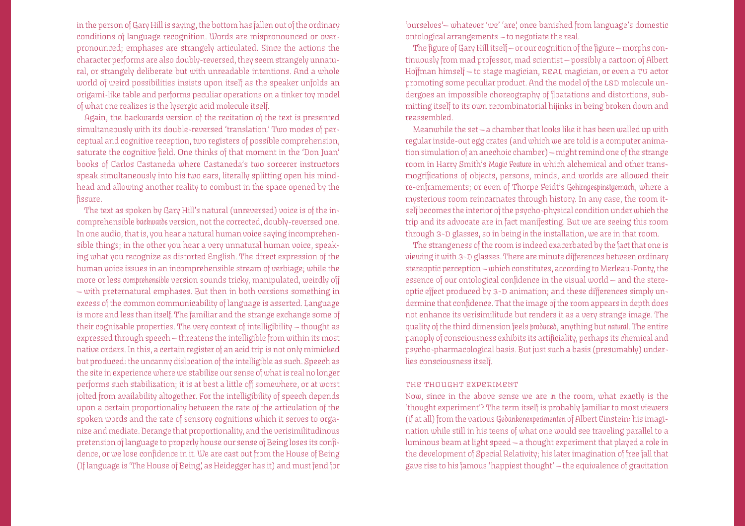in the person of Gary Hill is saying, the bottom has fallen out of the ordinary conditions of language recognition. Words are mispronounced or over-pronounced; emphases are strangely articulated. Since the actions the character performs are also doubly-reversed, they seem strangely unnatural, or strangely deliberate but with unreadable intentions. And a whole world of weird possibilities insists upon itself as the speaker unfolds an origami-like table and performs peculiar operations on a tinker toy model of what one realizes is the lysergic acid molecule itself.

Again, the backwards version of the recitation of the text is presented simultaneously with its double-reversed 'translation.' Two modes of perceptual and cognitive reception, two registers of possible comprehension, saturate the cognitive field. One thinks of that moment in the 'Don Juan' books of Carlos Castaneda where Castaneda's two sorcerer instructors speak simultaneously into his two ears, literally splitting open his mind-head and allowing another reality to combust in the space opened by the fissure.

The text as spoken by Gary Hill's natural (unreversed) voice is of the incomprehensible *backwards* version, not the corrected, doubly-reversed one. In one audio, that is, you hear a natural human voice saying incomprehensible things; in the other you hear a very unnatural human voice, speaking what you recognize as distorted English. The direct expression of the human voice issues in an incomprehensible stream of verbiage; while the more or less *comprehensible* version sounds tricky, manipulated, weirdly off – with preternatural emphases. But then in both versions something in excess of the common communicability of language is asserted. Language is more and less than itself. The familiar and the strange exchange some of their cognizable properties. The very context of intelligibility – thought as expressed through speech – threatens the intelligible from within its most native orders. In this, a certain register of an acid trip is not only mimicked but produced: the uncanny dislocation of the intelligible as such. Speech as the site in experience where we stabilize our sense of what is real no longer performs such stabilization; it is at best a little off somewhere, or at worst jolted from availability altogether. For the intelligibility of speech depends upon a certain proportionality between the rate of the articulation of the spoken words and the rate of sensory cognitions which it serves to organize and mediate. Derange that proportionality, and the verisimilitudinous pretension of language to properly house our sense of Being loses its confidence, or we lose confidence in it. We are cast out from the House of Being (If language is 'The House of Being,' as Heidegger has it) and must fend for 'ourselves' – whatever 'we' 'are,' once banished from language's domestic ontological arrangements – to negotiate the real.

The figure of Gary Hill itself – or our cognition of the figure – morphs continuously from mad professor, mad scientist – possibly a cartoon of Albert Hoffman himself – to stage magician, REAL magician, or even a TV actor promoting some peculiar product. And the model of the LSD molecule undergoes an impossible choreography of floatations and distortions, submitting itself to its own recombinatorial hijinks in being broken down and reassembled.

Meanwhile the set – a chamber that looks like it has been walled up with regular inside-out egg crates (and which we are told is a computer animation simulation of an anechoic chamber) – might remind one of the strange room in Harry Smith's *Magic Feature* in which alchemical and other transmogrifications of objects, persons, minds, and worlds are allowed their re-enframements; or even of Thorpe Feidt's *Gehirngespinstgemach*, where a mysterious room reincarnates through history. In any case, the room itself becomes the interior of the psycho-physical condition under which the trip and its advocate are in fact manifesting. But we are seeing this room through 3-D glasses, so in being *in* the installation, we are in that room.

The strangeness of the room is indeed exacerbated by the fact that one is viewing it with 3-D glasses. There are minute differences between ordinary stereoptic perception – which constitutes, according to Merleau-Ponty, the essence of our ontological confidence in the visual world – and the stereoptic effect produced by 3-D animation; and these differences simply undermine that confidence. That the image of the room appears in depth does not enhance its verisimilitude but renders it as a very strange image. The quality of the third dimension feels *produced*, anything but *natural*. The entire panoply of consciousness exhibits its artificiality, perhaps its chemical and psycho-pharmacological basis. But just such a basis (presumably) underlies consciousness itself.

## THE THOUGHT EXPERIMENT

Now, since in the above sense we are *in* the room, what exactly is the 'thought experiment'? The term itself is probably familiar to most viewers (if at all) from the various *Gedankenexperimenten* of Albert Einstein: his imagination while still in his teens of what one would see traveling parallel to a luminous beam at light speed – a thought experiment that played a role in the development of Special Relativity; his later imagination of free fall that gave rise to his famous 'happiest thought' – the equivalence of gravitation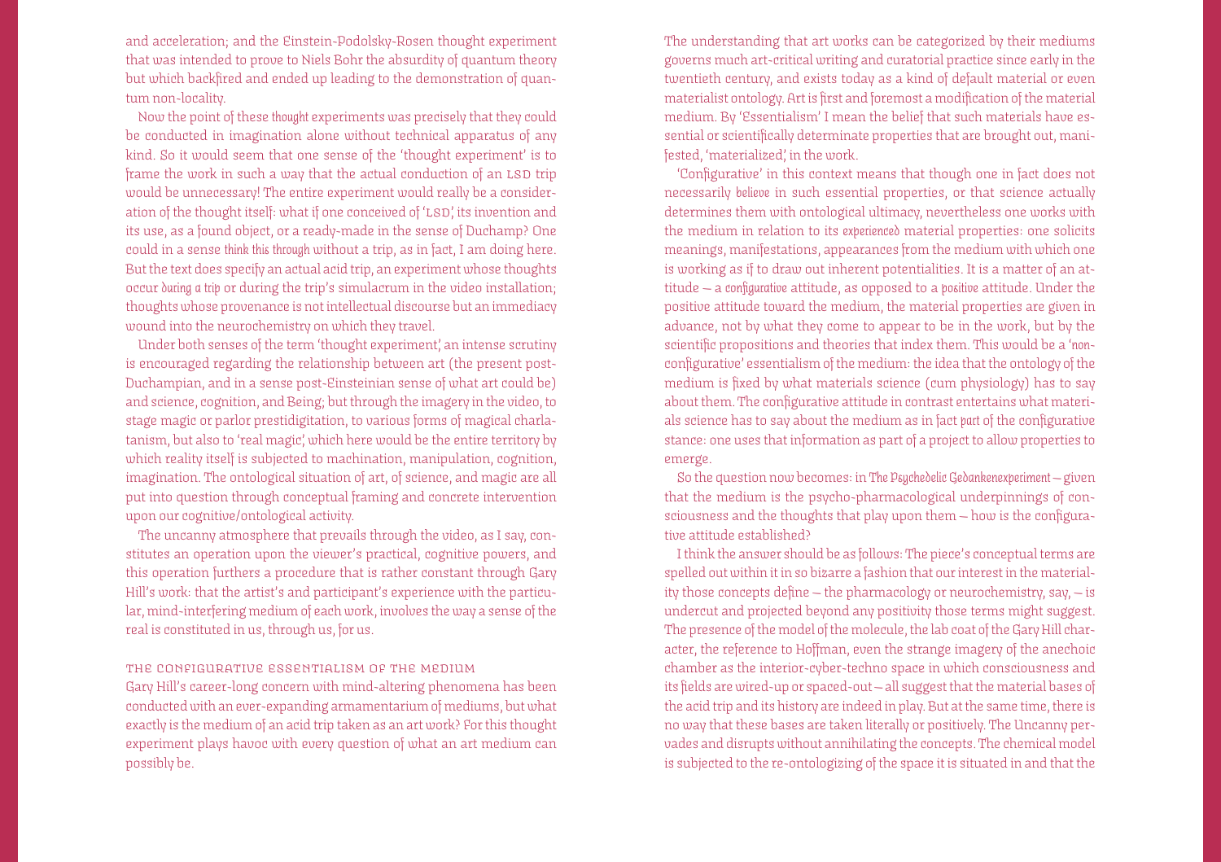and acceleration; and the Einstein-Podolsky-Rosen thought experiment that was intended to prove to Niels Bohr the absurdity of quantum theory but which backfired and ended up leading to the demonstration of quantum non-locality.

Now the point of these *thought* experiments was precisely that they could be conducted in imagination alone without technical apparatus of any kind. So it would seem that one sense of the 'thought experiment' is to frame the work in such a way that the actual conduction of an LSD trip would be unnecessary! The entire experiment would really be a consideration of the thought itself: what if one conceived of 'LSD', its invention and its use, as a found object, or a ready-made in the sense of Duchamp? One could in a sense *think this through* without a trip, as in fact, I am doing here. But the text does specify an actual acid trip, an experiment whose thoughts occur *during a trip* or during the trip's simulacrum in the video installation; thoughts whose provenance is not intellectual discourse but an immediacy wound into the neurochemistry on which they travel.

Under both senses of the term 'thought experiment', an intense scrutiny is encouraged regarding the relationship between art (the present post-Duchampian, and in a sense post-Einsteinian sense of what art could be) and science, cognition, and Being; but through the imagery in the video, to stage magic or parlor prestidigitation, to various forms of magical charlatanism, but also to 'real magic', which here would be the entire territory by which reality itself is subjected to machination, manipulation, cognition, imagination. The ontological situation of art, of science, and magic are all put into question through conceptual framing and concrete intervention upon our cognitive/ontological activity.

The uncanny atmosphere that prevails through the video, as I say, constitutes an operation upon the viewer's practical, cognitive powers, and this operation furthers a procedure that is rather constant through Gary Hill's work: that the artist's and participant's experience with the particular, mind-interfering medium of each work, involves the way a sense of the real is constituted in us, through us, for us.

## The Configurative Essentialism of the Medium

Gary Hill's career-long concern with mind-altering phenomena has been conducted with an ever-expanding armamentarium of mediums, but what exactly is the medium of an acid trip taken as an art work? For this thought experiment plays havoc with every question of what an art medium can possibly be.

The understanding that art works can be categorized by their mediums governs much art-critical writing and curatorial practice since early in the twentieth century, and exists today as a kind of default material or even materialist ontology. Art is first and foremost a modification of the material medium. By 'Essentialism' I mean the belief that such materials have essential or scientifically determinate properties that are brought out, manifested, 'materialized', in the work.

'Configurative' in this context means that though one in fact does not necessarily *believe* in such essential properties, or that science actually determines them with ontological ultimacy, nevertheless one works with the medium in relation to its *experienced* material properties: one solicits meanings, manifestations, appearances from the medium with which one is working as if to draw out inherent potentialities. It is a matter of an attitude — a *configurative* attitude, as opposed to a *positive* attitude. Under the positive attitude toward the medium, the material properties are given in advance, not by what they come to appear to be in the work, but by the scientific propositions and theories that index them. This would be a 'non-configurative' essentialism of the medium: the idea that the ontology of the medium is fixed by what materials science (cum physiology) has to say about them. The configurative attitude in contrast entertains what materials science has to say about the medium as in fact *part* of the configurative stance: one uses that information as part of a project to allow properties to emerge.

So the question now becomes: in *The Psychedelic Gedankenexperiment* — given that the medium is the psycho-pharmacological underpinnings of consciousness and the thoughts that play upon them — how is the configurative attitude established?

I think the answer should be as follows: The piece's conceptual terms are spelled out within it in so bizarre a fashion that our interest in the materiality those concepts define — the pharmacology or neurochemistry, say, — is undercut and projected beyond any positivity those terms might suggest. The presence of the model of the molecule, the lab coat of the Gary Hill character, the reference to Hoffman, even the strange imagery of the anechoic chamber as the interior-cyber-techno space in which consciousness and its fields are wired-up or spaced-out — all suggest that the material bases of the acid trip and its history are indeed in play. But at the same time, there is no way that these bases are taken literally or positively. The Uncanny pervades and disrupts without annihilating the concepts. The chemical model is subjected to the re-ontologizing of the space it is situated in and that the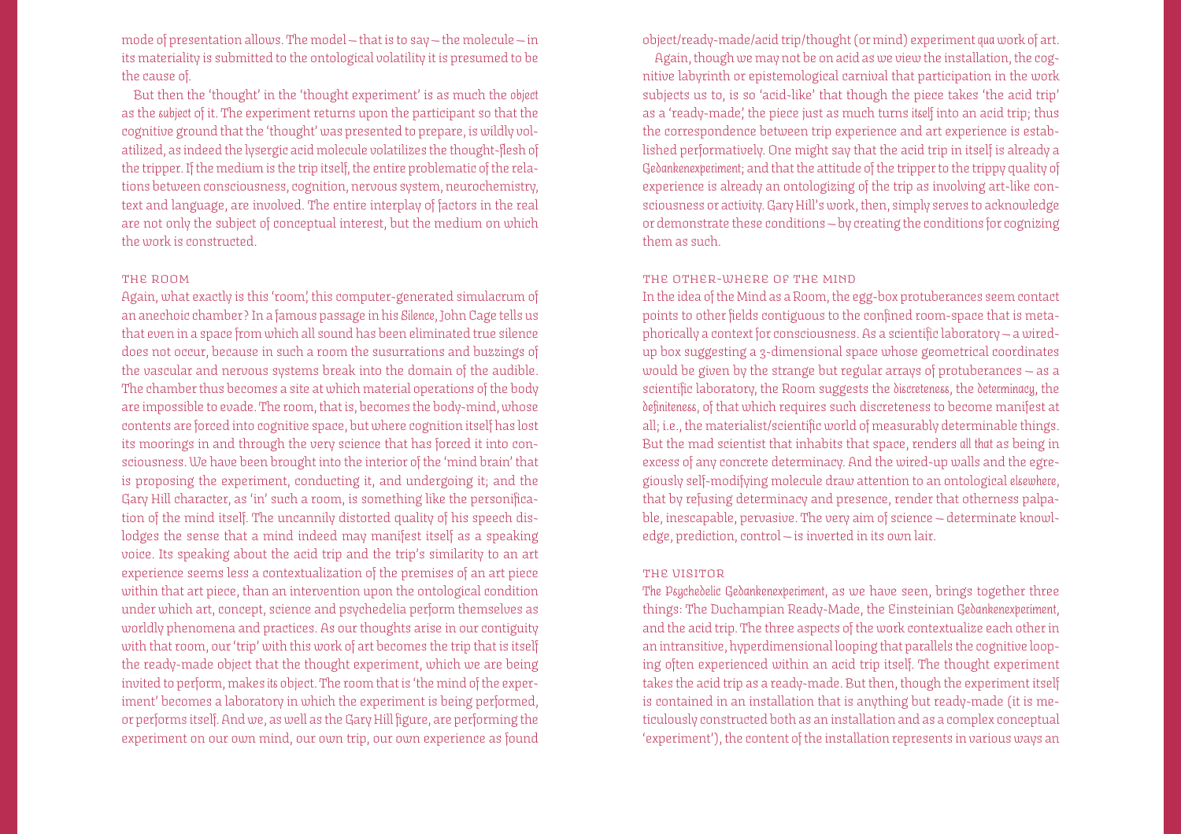mode of presentation allows. The model — that is to say — the molecule — in its materiality is submitted to the ontological volatility it is presumed to be the cause of.

But then the 'thought' in the 'thought experiment' is as much the *object* as the *subject* of it. The experiment returns upon the participant so that the cognitive ground that the 'thought' was presented to prepare, is wildly volatilized, as indeed the lysergic acid molecule volatilizes the thought-flesh of the tripper. If the medium is the trip itself, the entire problematic of the relations between consciousness, cognition, nervous system, neurochemistry, text and language, are involved. The entire interplay of factors in the real are not only the subject of conceptual interest, but the medium on which the work is constructed.

### The Room

Again, what exactly is this 'room', this computer-generated simulacrum of an anechoic chamber? In a famous passage in his *Silence*, John Cage tells us that even in a space from which all sound has been eliminated true silence does not occur, because in such a room the susurrations and buzzings of the vascular and nervous systems break into the domain of the audible. The chamber thus becomes a site at which material operations of the body are impossible to evade. The room, that is, becomes the body-mind, whose contents are forced into cognitive space, but where cognition itself has lost its moorings in and through the very science that has forced it into consciousness. We have been brought into the interior of the 'mind brain' that is proposing the experiment, conducting it, and undergoing it; and the Gary Hill character, as 'in' such a room, is something like the personification of the mind itself. The uncannily distorted quality of his speech dislodges the sense that a mind indeed may manifest itself as a speaking voice. Its speaking about the acid trip and the trip's similarity to an art experience seems less a contextualization of the premises of an art piece within that art piece, than an intervention upon the ontological condition under which art, concept, science and psychedelia perform themselves as worldly phenomena and practices. As our thoughts arise in our contiguity with that room, our 'trip' with this work of art becomes the trip that is itself the ready-made object that the thought experiment, which we are being invited to perform, makes *its* object. The room that is 'the mind of the experiment' becomes a laboratory in which the experiment is being performed, or performs itself. And we, as well as the Gary Hill figure, are performing the experiment on our own mind, our own trip, our own experience as found object/ready-made/acid trip/thought (or mind) experiment *qua* work of art.

Again, though we may not be on acid as we view the installation, the cognitive labyrinth or epistemological carnival that participation in the work subjects us to, is so 'acid-like' that though the piece takes 'the acid trip' as a 'ready-made', the piece just as much turns *itself* into an acid trip; thus the correspondence between trip experience and art experience is established performatively. One might say that the acid trip in itself is already a *Gedankenexperiment*; and that the attitude of the tripper to the trippy quality of experience is already an ontologizing of the trip as involving art-like consciousness or activity. Gary Hill's work, then, simply serves to acknowledge or demonstrate these conditions — by creating the conditions for cognizing them as such.

### The Other-Where of the Mind

In the idea of the Mind as a Room, the egg-box protuberances seem contact points to other fields contiguous to the confined room-space that is metaphorically a context for consciousness. As a scientific laboratory — a wired-up box suggesting a 3-dimensional space whose geometrical coordinates would be given by the strange but regular arrays of protuberances — as a scientific laboratory, the Room suggests the *discreteness*, the *determinacy*, the *definiteness*, of that which requires such discreteness to become manifest at all; i.e., the materialist/scientific world of measurably determinable things. But the mad scientist that inhabits that space, renders *all that* as being in excess of any concrete determinacy. And the wired-up walls and the egregiously self-modifying molecule draw attention to an ontological *elsewhere*, that by refusing determinacy and presence, render that otherness palpable, inescapable, pervasive. The very aim of science — determinate knowledge, prediction, control — is inverted in its own lair.

### The Visitor

*The Psychedelic Gedankenexperiment*, as we have seen, brings together three things: The Duchampian Ready-Made, the Einsteinian *Gedankenexperiment*, and the acid trip. The three aspects of the work contextualize each other in an intransitive, hyperdimensional looping that parallels the cognitive looping often experienced within an acid trip itself. The thought experiment takes the acid trip as a ready-made. But then, though the experiment itself is contained in an installation that is anything but ready-made (it is meticulously constructed both as an installation and as a complex conceptual 'experiment'), the content of the installation represents in various ways an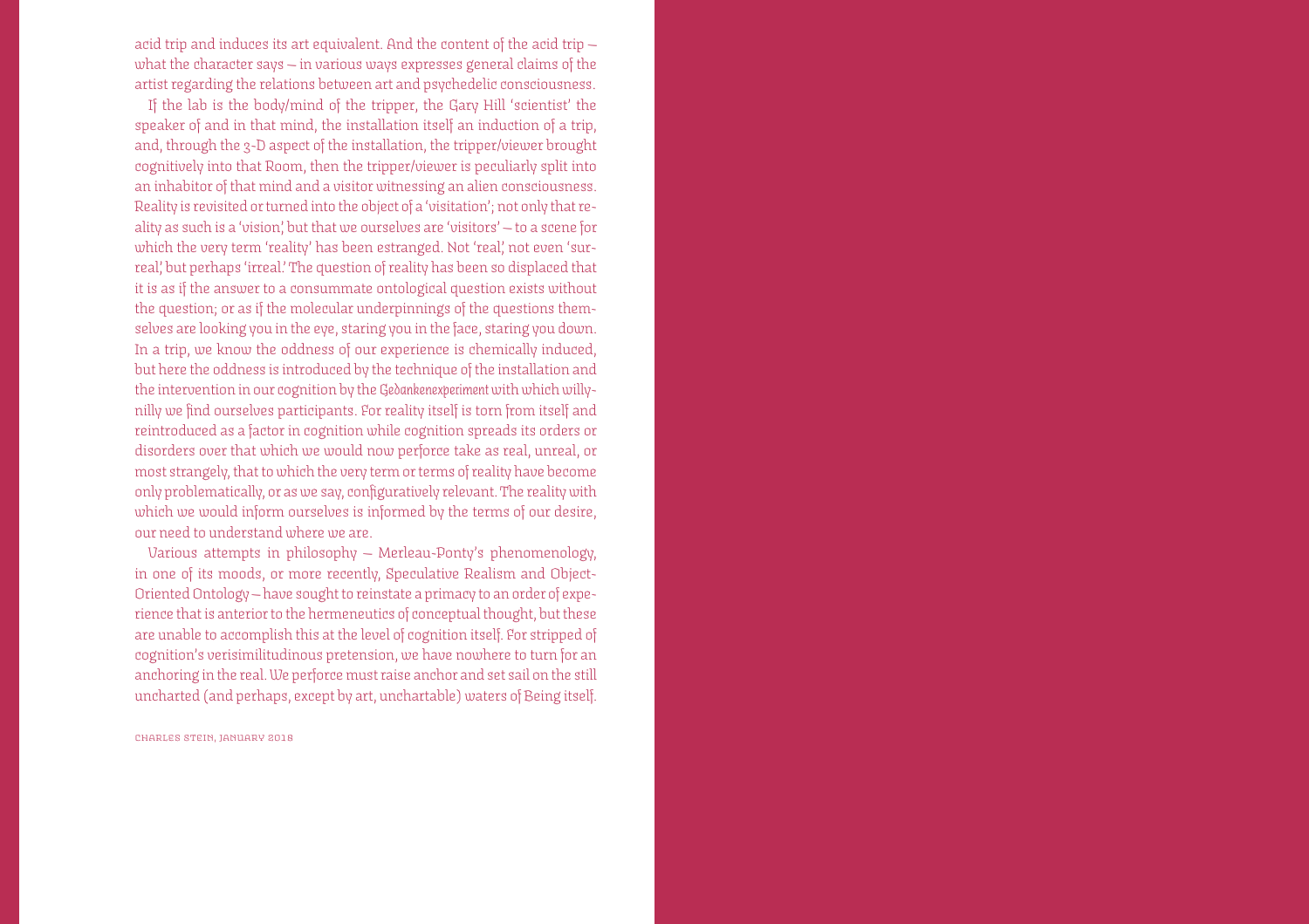acid trip and induces its art equivalent. And the content of the acid trip — what the character says — in various ways expresses general claims of the artist regarding the relations between art and psychedelic consciousness.

If the lab is the body/mind of the tripper, the Gary Hill 'scientist' the speaker of and in that mind, the installation itself an induction of a trip, and, through the 3-D aspect of the installation, the tripper/viewer brought cognitively into that Room, then the tripper/viewer is peculiarly split into an inhabitor of that mind and a visitor witnessing an alien consciousness. Reality is revisited or turned into the object of a 'visitation'; not only that reality as such is a 'vision,' but that we ourselves are 'visitors' — to a scene for which the very term 'reality' has been estranged. Not 'real,' not even 'surreal,' but perhaps 'irreal.' The question of reality has been so displaced that it is as if the answer to a consummate ontological question exists without the question; or as if the molecular underpinnings of the questions themselves are looking you in the eye, staring you in the face, staring you down. In a trip, we know the oddness of our experience is chemically induced, but here the oddness is introduced by the technique of the installation and the intervention in our cognition by the *Gedankenexperiment* with which willy-nilly we find ourselves participants. For reality itself is torn from itself and reintroduced as a factor in cognition while cognition spreads its orders or disorders over that which we would now perforce take as real, unreal, or most strangely, that to which the very term or terms of reality have become only problematically, or as we say, configuratively relevant. The reality with which we would inform ourselves is informed by the terms of our desire, our need to understand where we are.

Various attempts in philosophy — Merleau-Ponty's phenomenology, in one of its moods, or more recently, Speculative Realism and Object-Oriented Ontology — have sought to reinstate a primacy to an order of experience that is anterior to the hermeneutics of conceptual thought, but these are unable to accomplish this at the level of cognition itself. For stripped of cognition's verisimilitudinous pretension, we have nowhere to turn for an anchoring in the real. We perforce must raise anchor and set sail on the still uncharted (and perhaps, except by art, unchartable) waters of Being itself.

CHARLES STEIN, JANUARY 2018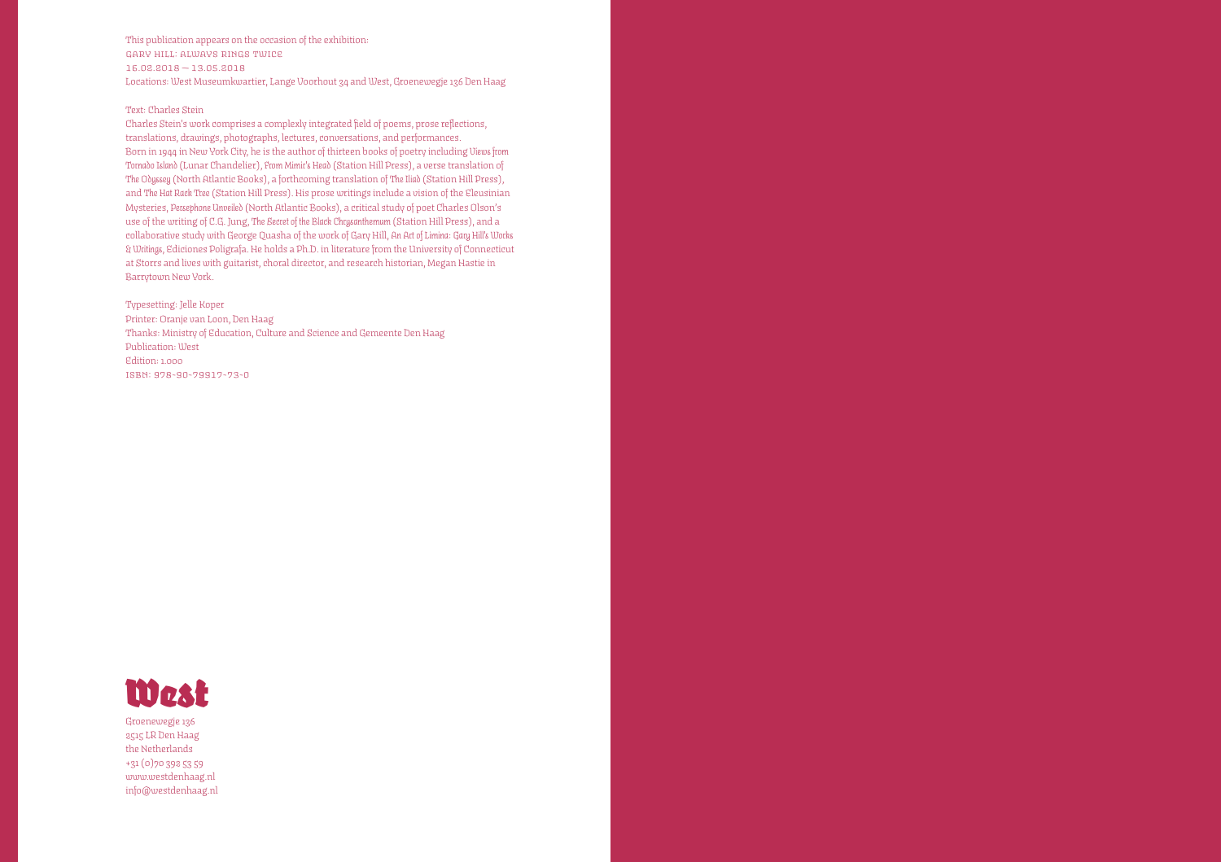This publication appears on the occasion of the exhibition:
GARY HILL: ALWAYS RINGS TWICE
16.02.2018 — 13.05.2018
Locations: West Museumkwartier, Lange Voorhout 34 and West, Groenewegje 136 Den Haag

Text: Charles Stein
Charles Stein's work comprises a complexly integrated field of poems, prose reflections, translations, drawings, photographs, lectures, conversations, and performances.
Born in 1944 in New York City, he is the author of thirteen books of poetry including *Views from Tornado Island* (Lunar Chandelier), *From Mimir's Head* (Station Hill Press), a verse translation of *The Odyssey* (North Atlantic Books), a forthcoming translation of *The Iliad* (Station Hill Press), and *The Hat Rack Tree* (Station Hill Press). His prose writings include a vision of the Eleusinian Mysteries, *Persephone Unveiled* (North Atlantic Books), a critical study of poet Charles Olson's use of the writing of C.G. Jung, *The Secret of the Black Chrysanthemum* (Station Hill Press), and a collaborative study with George Quasha of the work of Gary Hill, *An Art of Limina: Gary Hill's Works & Writings*, Ediciones Poligrafa. He holds a Ph.D. in literature from the University of Connecticut at Storrs and lives with guitarist, choral director, and research historian, Megan Hastie in Barrytown New York.

Typesetting: Jelle Koper
Printer: Oranje van Loon, Den Haag
Thanks: Ministry of Education, Culture and Science and Gemeente Den Haag
Publication: West
Edition: 1.000
ISBN: 978-90-79917-73-0

West

Groenewegje 136
2515 LR Den Haag
the Netherlands
+31 (0)70 392 53 59
www.westdenhaag.nl
info@westdenhaag.nl